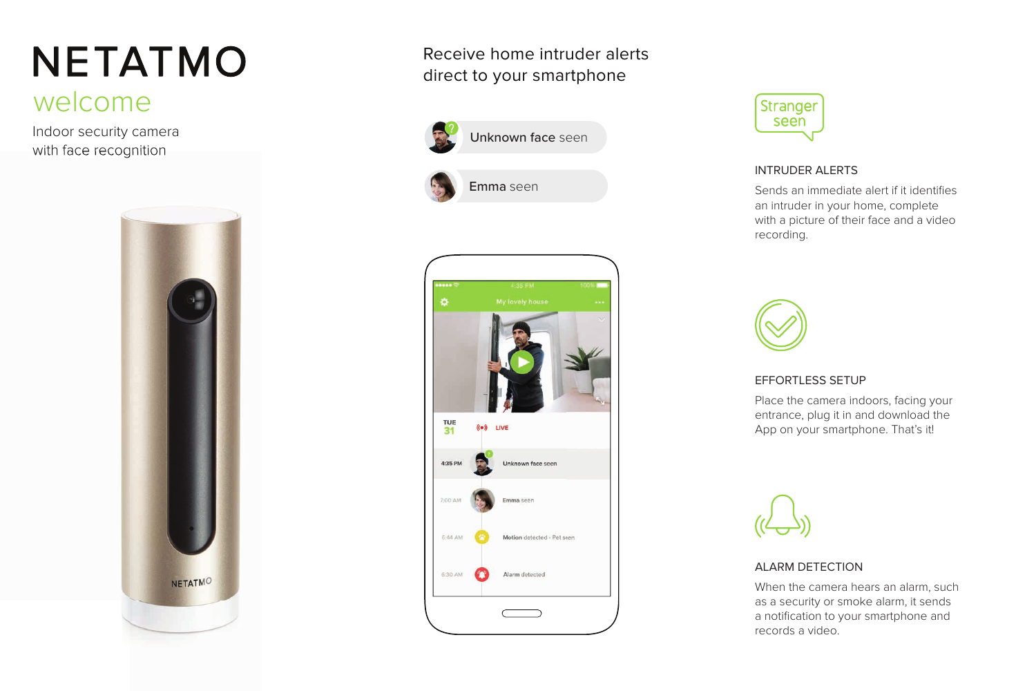# NETATMO

## welcome

Indoor security camera
with face recognition

Receive home intruder alerts
direct to your smartphone

Unknown face seen

Emma seen

Stranger seen

### INTRUDER ALERTS

Sends an immediate alert if it identifies an intruder in your home, complete with a picture of their face and a video recording.

### EFFORTLESS SETUP

Place the camera indoors, facing your entrance, plug it in and download the App on your smartphone. That's it!

### ALARM DETECTION

When the camera hears an alarm, such as a security or smoke alarm, it sends a notification to your smartphone and records a video.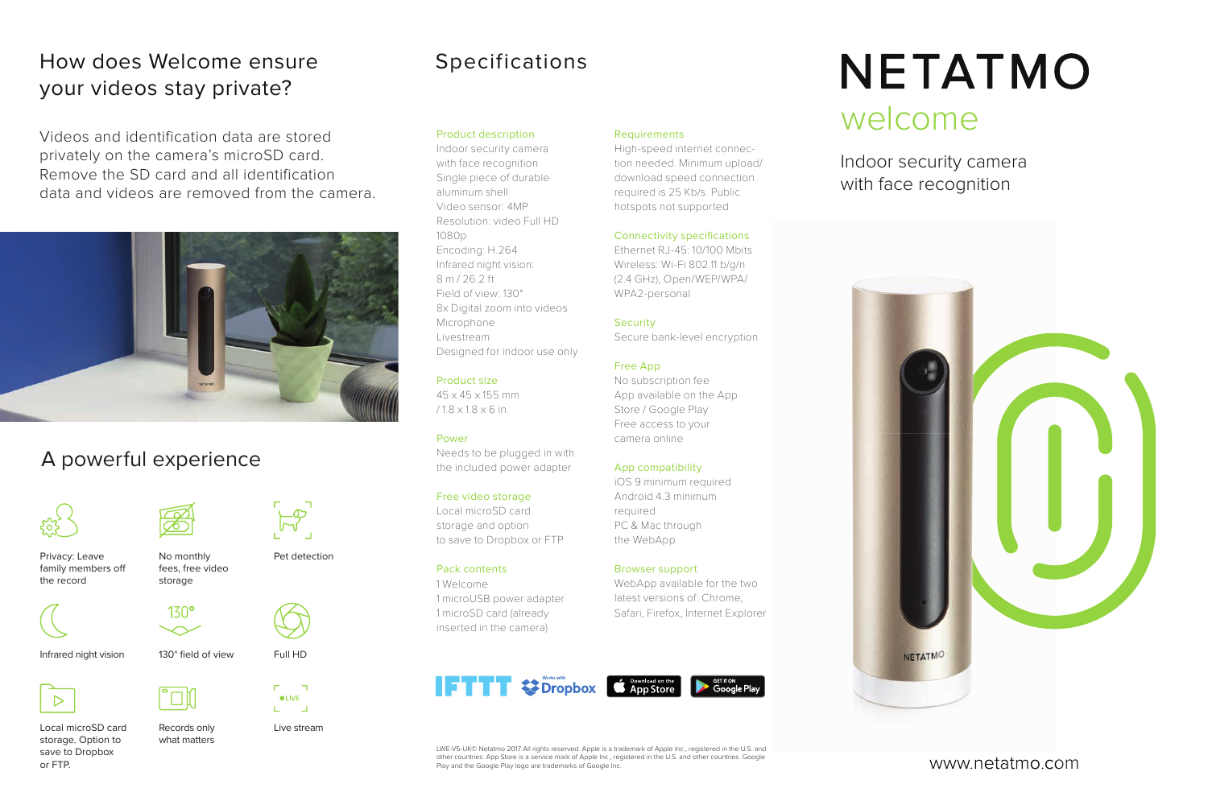## How does Welcome ensure your videos stay private?

Videos and identification data are stored privately on the camera's microSD card. Remove the SD card and all identification data and videos are removed from the camera.

## A powerful experience

- Privacy: Leave family members off the record
- No monthly fees, free video storage
- Pet detection
- Infrared night vision
- 130° field of view
- Full HD
- Local microSD card storage. Option to save to Dropbox or FTP.
- Records only what matters
- Live stream

## Specifications

**Product description**
Indoor security camera with face recognition
Single piece of durable aluminum shell
Video sensor: 4MP
Resolution: video Full HD 1080p
Encoding: H.264
Infrared night vision: 8 m / 26.2 ft
Field of view: 130°
8x Digital zoom into videos
Microphone
Livestream
Designed for indoor use only

**Product size**
45 x 45 x 155 mm / 1.8 x 1.8 x 6 in

**Power**
Needs to be plugged in with the included power adapter

**Free video storage**
Local microSD card storage and option to save to Dropbox or FTP

**Pack contents**
1 Welcome
1 microUSB power adapter
1 microSD card (already inserted in the camera)

**Requirements**
High-speed internet connection needed. Minimum upload/download speed connection required is 25 Kb/s. Public hotspots not supported

**Connectivity specifications**
Ethernet RJ-45: 10/100 Mbits
Wireless: Wi-Fi 802.11 b/g/n (2.4 GHz), Open/WEP/WPA/WPA2-personal

**Security**
Secure bank-level encryption

**Free App**
No subscription fee
App available on the App Store / Google Play
Free access to your camera online

**App compatibility**
iOS 9 minimum required
Android 4.3 minimum required
PC & Mac through the WebApp

**Browser support**
WebApp available for the two latest versions of: Chrome, Safari, Firefox, Internet Explorer

IFTTT · Works with Dropbox · Download on the App Store · GET IT ON Google Play

LWE-V5-UK© Netatmo 2017 All rights reserved. Apple is a trademark of Apple Inc., registered in the U.S. and other countries. App Store is a service mark of Apple Inc., registered in the U.S. and other countries. Google Play and the Google Play logo are trademarks of Google Inc.

# NETATMO welcome

Indoor security camera with face recognition

www.netatmo.com